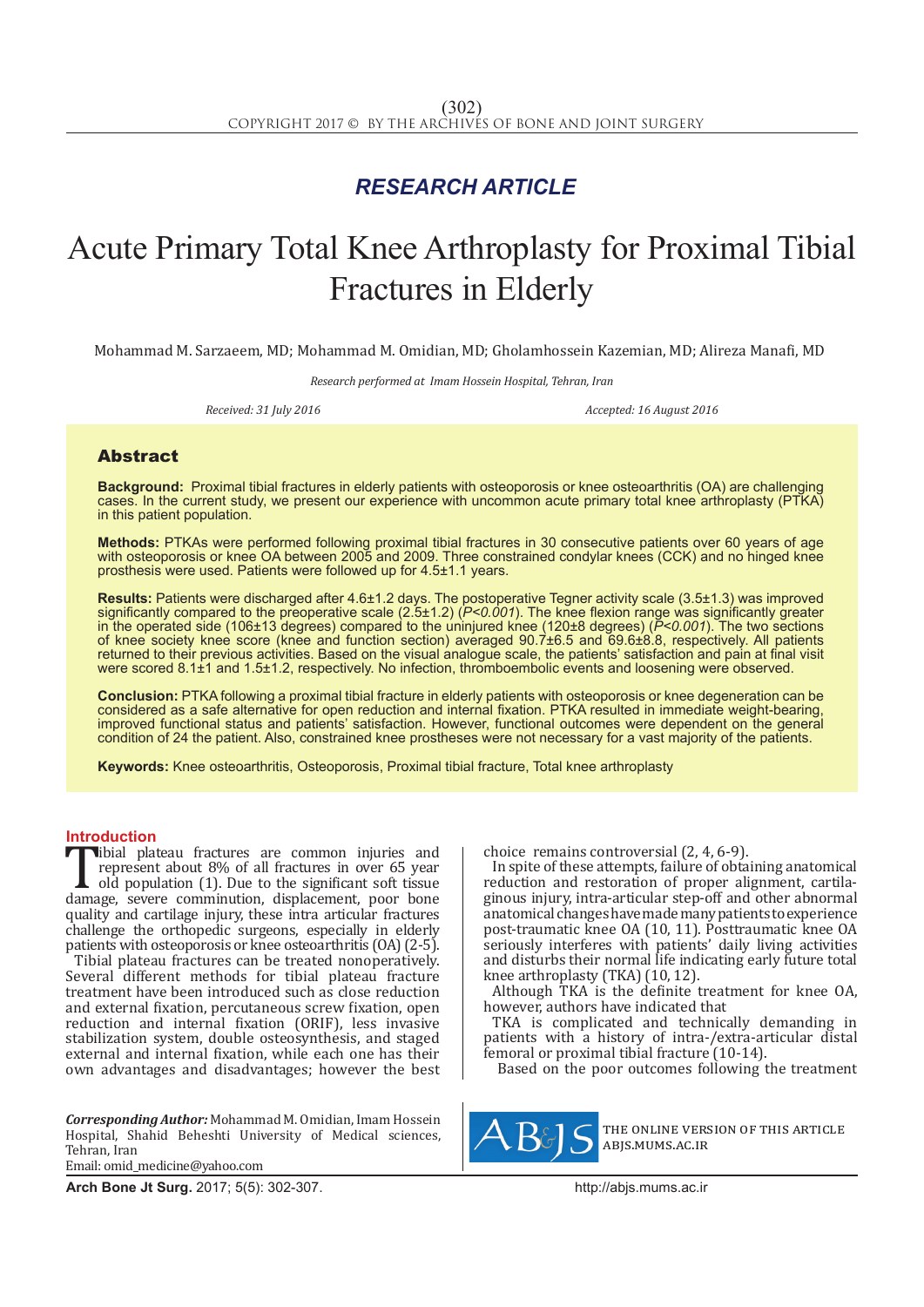## RESEARCH ARTICLE

# Acute Primary Total Knee Arthroplasty for Proximal Tibial Fractures in Elderly

Mohammad M. Sarzaeem, MD; Mohammad M. Omidian, MD; Gholamhossein Kazemian, MD; Alireza Manafi, MD

*Research performed at Imam Hossein Hospital, Tehran, Iran*

*Received: 31 July 2016* *Accepted: 16 August 2016*

## Abstract

**Background:** Proximal tibial fractures in elderly patients with osteoporosis or knee osteoarthritis (OA) are challenging cases. In the current study, we present our experience with uncommon acute primary total knee arthroplasty (PTKA) in this patient population.

**Methods:** PTKAs were performed following proximal tibial fractures in 30 consecutive patients over 60 years of age with osteoporosis or knee OA between 2005 and 2009. Three constrained condylar knees (CCK) and no hinged knee prosthesis were used. Patients were followed up for 4.5±1.1 years.

**Results:** Patients were discharged after 4.6±1.2 days. The postoperative Tegner activity scale (3.5±1.3) was improved significantly compared to the preoperative scale (2.5±1.2) (*P<0.001*). The knee flexion range was significantly greater in the operated side (106±13 degrees) compared to the uninjured knee (120±8 degrees) (*P<0.001*). The two sections of knee society knee score (knee and function section) averaged 90.7±6.5 and 69.6±8.8, respectively. All patients returned to their previous activities. Based on the visual analogue scale, the patients' satisfaction and pain at final visit were scored 8.1±1 and 1.5±1.2, respectively. No infection, thromboembolic events and loosening were observed.

**Conclusion:** PTKA following a proximal tibial fracture in elderly patients with osteoporosis or knee degeneration can be considered as a safe alternative for open reduction and internal fixation. PTKA resulted in immediate weight-bearing, improved functional status and patients' satisfaction. However, functional outcomes were dependent on the general condition of 24 the patient. Also, constrained knee prostheses were not necessary for a vast majority of the patients.

**Keywords:** Knee osteoarthritis, Osteoporosis, Proximal tibial fracture, Total knee arthroplasty

## Introduction

Tibial plateau fractures are common injuries and represent about 8% of all fractures in over 65 year old population (1). Due to the significant soft tissue damage, severe comminution, displacement, poor bone quality and cartilage injury, these intra articular fractures challenge the orthopedic surgeons, especially in elderly patients with osteoporosis or knee osteoarthritis (OA) (2-5).

Tibial plateau fractures can be treated nonoperatively. Several different methods for tibial plateau fracture treatment have been introduced such as close reduction and external fixation, percutaneous screw fixation, open reduction and internal fixation (ORIF), less invasive stabilization system, double osteosynthesis, and staged external and internal fixation, while each one has their own advantages and disadvantages; however the best choice remains controversial (2, 4, 6-9).

In spite of these attempts, failure of obtaining anatomical reduction and restoration of proper alignment, cartilaginous injury, intra-articular step-off and other abnormal anatomical changes have made many patients to experience post-traumatic knee OA (10, 11). Posttraumatic knee OA seriously interferes with patients' daily living activities and disturbs their normal life indicating early future total knee arthroplasty (TKA) (10, 12).

Although TKA is the definite treatment for knee OA, however, authors have indicated that

TKA is complicated and technically demanding in patients with a history of intra-/extra-articular distal femoral or proximal tibial fracture (10-14).

Based on the poor outcomes following the treatment

*Corresponding Author:* Mohammad M. Omidian, Imam Hossein Hospital, Shahid Beheshti University of Medical sciences, Tehran, Iran
Email: omid_medicine@yahoo.com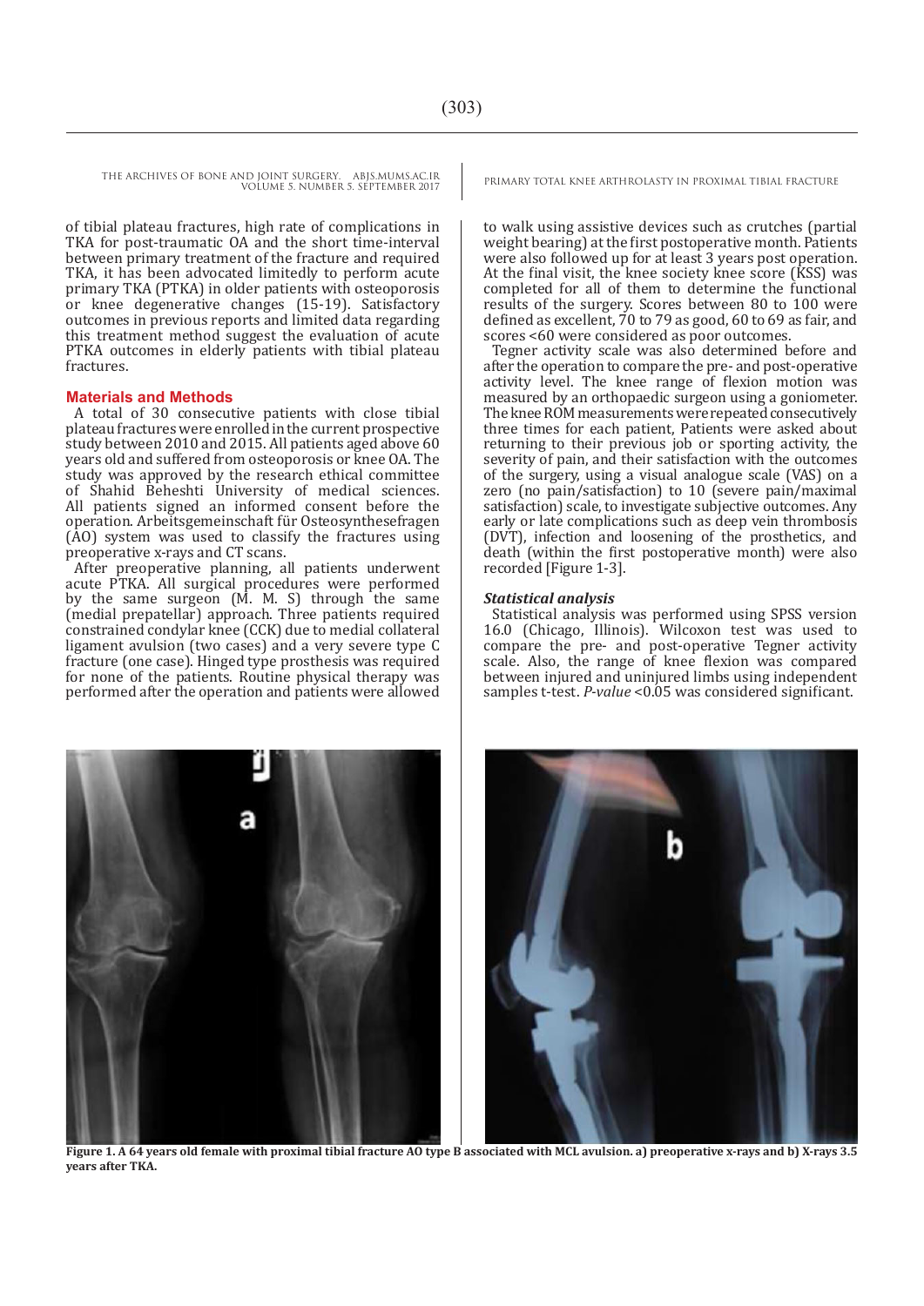of tibial plateau fractures, high rate of complications in TKA for post-traumatic OA and the short time-interval between primary treatment of the fracture and required TKA, it has been advocated limitedly to perform acute primary TKA (PTKA) in older patients with osteoporosis or knee degenerative changes (15-19). Satisfactory outcomes in previous reports and limited data regarding this treatment method suggest the evaluation of acute PTKA outcomes in elderly patients with tibial plateau fractures.

## Materials and Methods

A total of 30 consecutive patients with close tibial plateau fractures were enrolled in the current prospective study between 2010 and 2015. All patients aged above 60 years old and suffered from osteoporosis or knee OA. The study was approved by the research ethical committee of Shahid Beheshti University of medical sciences. All patients signed an informed consent before the operation. Arbeitsgemeinschaft für Osteosynthesefragen (AO) system was used to classify the fractures using preoperative x-rays and CT scans.

After preoperative planning, all patients underwent acute PTKA. All surgical procedures were performed by the same surgeon (M. M. S) through the same (medial prepatellar) approach. Three patients required constrained condylar knee (CCK) due to medial collateral ligament avulsion (two cases) and a very severe type C fracture (one case). Hinged type prosthesis was required for none of the patients. Routine physical therapy was performed after the operation and patients were allowed to walk using assistive devices such as crutches (partial weight bearing) at the first postoperative month. Patients were also followed up for at least 3 years post operation. At the final visit, the knee society knee score (KSS) was completed for all of them to determine the functional results of the surgery. Scores between 80 to 100 were defined as excellent, 70 to 79 as good, 60 to 69 as fair, and scores <60 were considered as poor outcomes.

Tegner activity scale was also determined before and after the operation to compare the pre- and post-operative activity level. The knee range of flexion motion was measured by an orthopaedic surgeon using a goniometer. The knee ROM measurements were repeated consecutively three times for each patient, Patients were asked about returning to their previous job or sporting activity, the severity of pain, and their satisfaction with the outcomes of the surgery, using a visual analogue scale (VAS) on a zero (no pain/satisfaction) to 10 (severe pain/maximal satisfaction) scale, to investigate subjective outcomes. Any early or late complications such as deep vein thrombosis (DVT), infection and loosening of the prosthetics, and death (within the first postoperative month) were also recorded [Figure 1-3].

### *Statistical analysis*

Statistical analysis was performed using SPSS version 16.0 (Chicago, Illinois). Wilcoxon test was used to compare the pre- and post-operative Tegner activity scale. Also, the range of knee flexion was compared between injured and uninjured limbs using independent samples t-test. *P-value* <0.05 was considered significant.

**Figure 1. A 64 years old female with proximal tibial fracture AO type B associated with MCL avulsion. a) preoperative x-rays and b) X-rays 3.5 years after TKA.**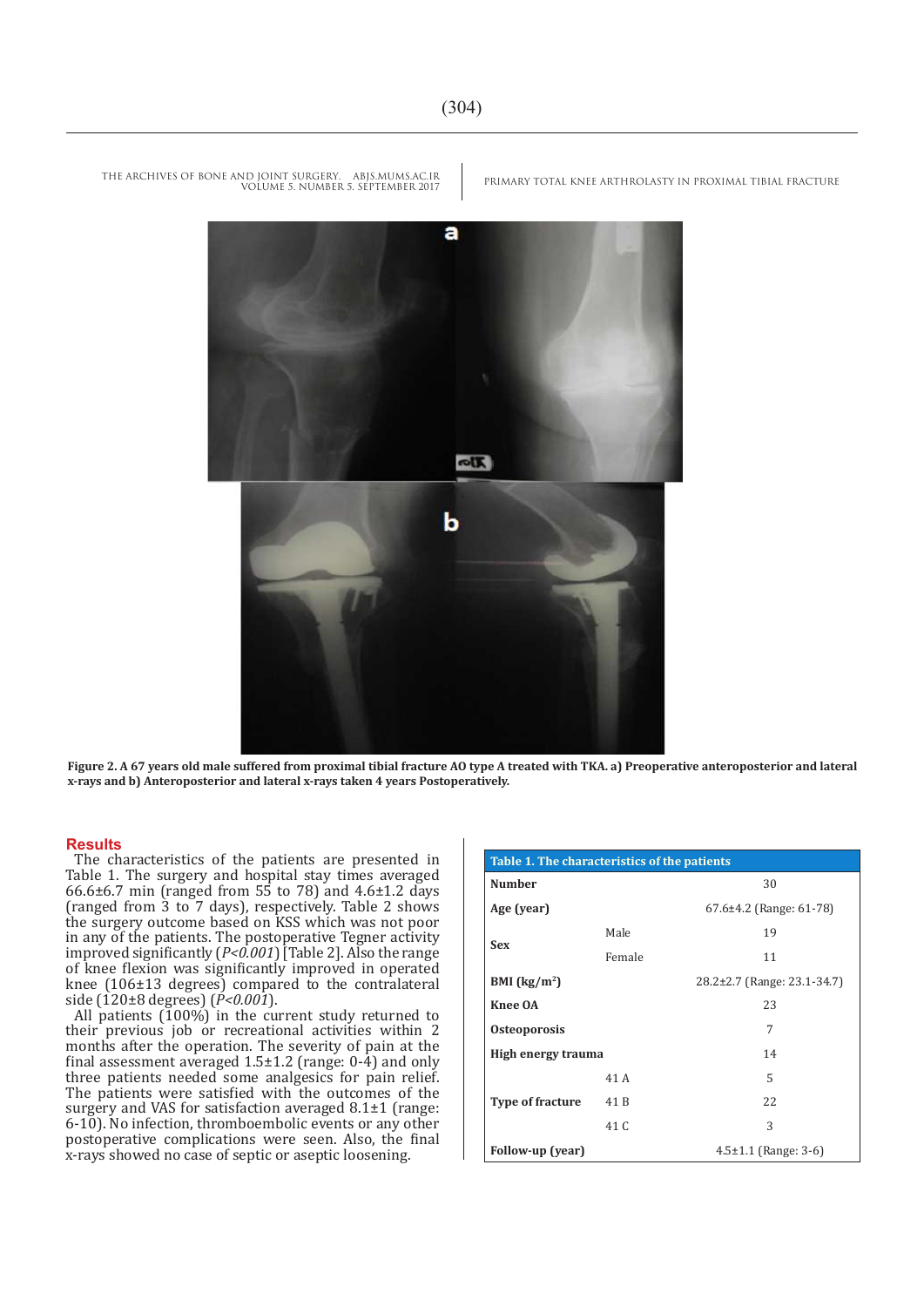Figure 2. A 67 years old male suffered from proximal tibial fracture AO type A treated with TKA. a) Preoperative anteroposterior and lateral x-rays and b) Anteroposterior and lateral x-rays taken 4 years Postoperatively.

## Results

The characteristics of the patients are presented in Table 1. The surgery and hospital stay times averaged 66.6±6.7 min (ranged from 55 to 78) and 4.6±1.2 days (ranged from 3 to 7 days), respectively. Table 2 shows the surgery outcome based on KSS which was not poor in any of the patients. The postoperative Tegner activity improved significantly (*P<0.001*) [Table 2]. Also the range of knee flexion was significantly improved in operated knee (106±13 degrees) compared to the contralateral side (120±8 degrees) (*P<0.001*).

All patients (100%) in the current study returned to their previous job or recreational activities within 2 months after the operation. The severity of pain at the final assessment averaged 1.5±1.2 (range: 0-4) and only three patients needed some analgesics for pain relief. The patients were satisfied with the outcomes of the surgery and VAS for satisfaction averaged 8.1±1 (range: 6-10). No infection, thromboembolic events or any other postoperative complications were seen. Also, the final x-rays showed no case of septic or aseptic loosening.

**Table 1. The characteristics of the patients**

| | | |
|---|---|---|
| **Number** | | 30 |
| **Age (year)** | | 67.6±4.2 (Range: 61-78) |
| **Sex** | Male | 19 |
| | Female | 11 |
| **BMI (kg/m$^2$)** | | 28.2±2.7 (Range: 23.1-34.7) |
| **Knee OA** | | 23 |
| **Osteoporosis** | | 7 |
| **High energy trauma** | | 14 |
| **Type of fracture** | 41 A | 5 |
| | 41 B | 22 |
| | 41 C | 3 |
| **Follow-up (year)** | | 4.5±1.1 (Range: 3-6) |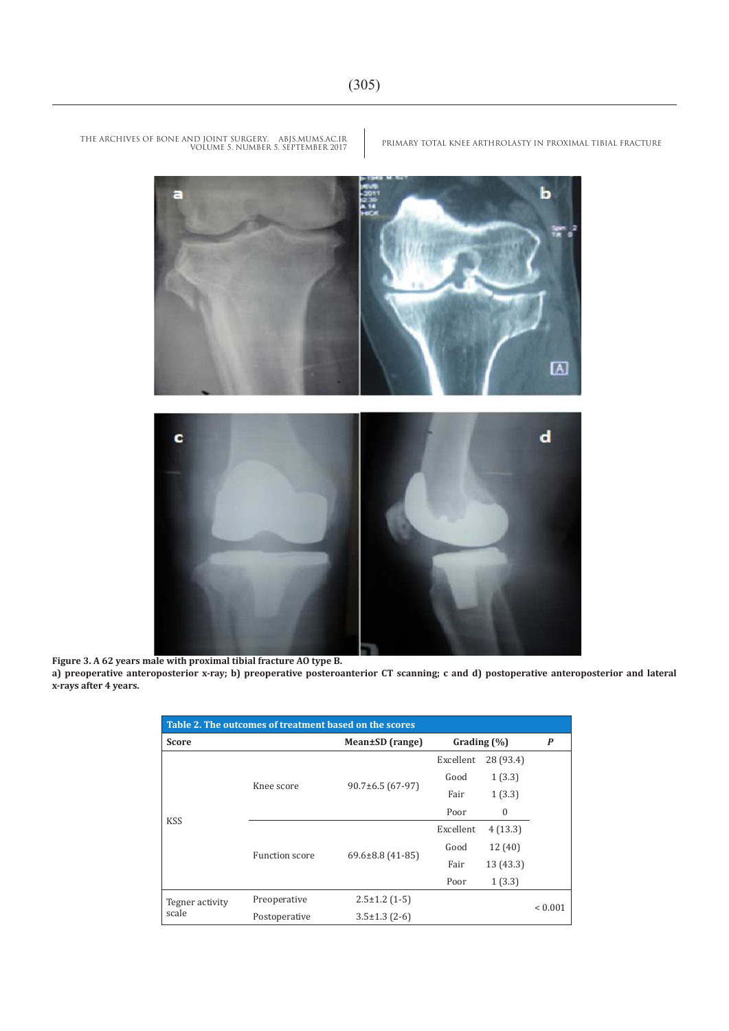**Figure 3. A 62 years male with proximal tibial fracture AO type B.**
**a) preoperative anteroposterior x-ray; b) preoperative posteroanterior CT scanning; c and d) postoperative anteroposterior and lateral x-rays after 4 years.**

**Table 2. The outcomes of treatment based on the scores**

| Score | | Mean±SD (range) | Grading (%) | | P |
|---|---|---|---|---|---|
| KSS | Knee score | 90.7±6.5 (67-97) | Excellent | 28 (93.4) | |
| | | | Good | 1 (3.3) | |
| | | | Fair | 1 (3.3) | |
| | | | Poor | 0 | |
| | Function score | 69.6±8.8 (41-85) | Excellent | 4 (13.3) | |
| | | | Good | 12 (40) | |
| | | | Fair | 13 (43.3) | |
| | | | Poor | 1 (3.3) | |
| Tegner activity scale | Preoperative | 2.5±1.2 (1-5) | | | < 0.001 |
| | Postoperative | 3.5±1.3 (2-6) | | | |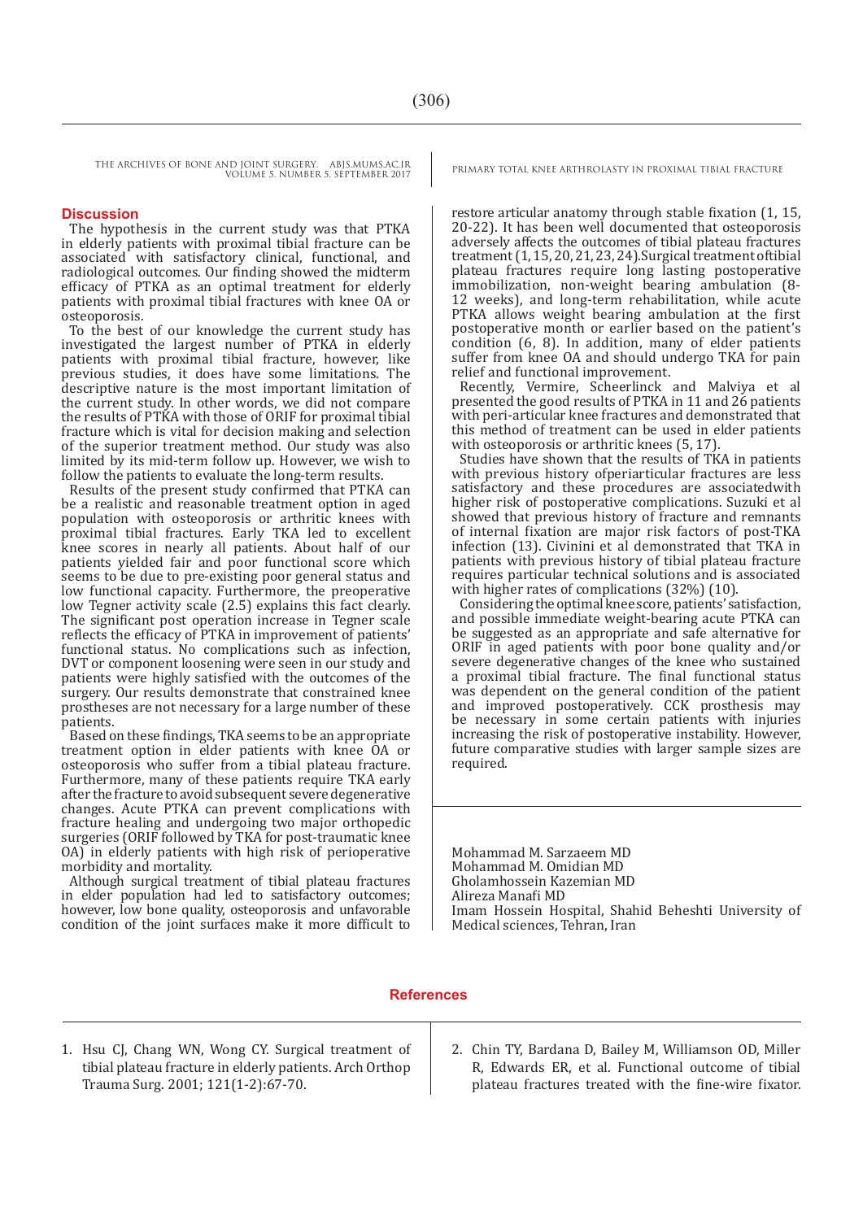## Discussion

The hypothesis in the current study was that PTKA in elderly patients with proximal tibial fracture can be associated with satisfactory clinical, functional, and radiological outcomes. Our finding showed the midterm efficacy of PTKA as an optimal treatment for elderly patients with proximal tibial fractures with knee OA or osteoporosis.

To the best of our knowledge the current study has investigated the largest number of PTKA in elderly patients with proximal tibial fracture, however, like previous studies, it does have some limitations. The descriptive nature is the most important limitation of the current study. In other words, we did not compare the results of PTKA with those of ORIF for proximal tibial fracture which is vital for decision making and selection of the superior treatment method. Our study was also limited by its mid-term follow up. However, we wish to follow the patients to evaluate the long-term results.

Results of the present study confirmed that PTKA can be a realistic and reasonable treatment option in aged population with osteoporosis or arthritic knees with proximal tibial fractures. Early TKA led to excellent knee scores in nearly all patients. About half of our patients yielded fair and poor functional score which seems to be due to pre-existing poor general status and low functional capacity. Furthermore, the preoperative low Tegner activity scale (2.5) explains this fact clearly. The significant post operation increase in Tegner scale reflects the efficacy of PTKA in improvement of patients' functional status. No complications such as infection, DVT or component loosening were seen in our study and patients were highly satisfied with the outcomes of the surgery. Our results demonstrate that constrained knee prostheses are not necessary for a large number of these patients.

Based on these findings, TKA seems to be an appropriate treatment option in elder patients with knee OA or osteoporosis who suffer from a tibial plateau fracture. Furthermore, many of these patients require TKA early after the fracture to avoid subsequent severe degenerative changes. Acute PTKA can prevent complications with fracture healing and undergoing two major orthopedic surgeries (ORIF followed by TKA for post-traumatic knee OA) in elderly patients with high risk of perioperative morbidity and mortality.

Although surgical treatment of tibial plateau fractures in elder population had led to satisfactory outcomes; however, low bone quality, osteoporosis and unfavorable condition of the joint surfaces make it more difficult to restore articular anatomy through stable fixation (1, 15, 20-22). It has been well documented that osteoporosis adversely affects the outcomes of tibial plateau fractures treatment (1, 15, 20, 21, 23, 24).Surgical treatment oftibial plateau fractures require long lasting postoperative immobilization, non-weight bearing ambulation (8-12 weeks), and long-term rehabilitation, while acute PTKA allows weight bearing ambulation at the first postoperative month or earlier based on the patient's condition (6, 8). In addition, many of elder patients suffer from knee OA and should undergo TKA for pain relief and functional improvement.

Recently, Vermire, Scheerlinck and Malviya et al presented the good results of PTKA in 11 and 26 patients with peri-articular knee fractures and demonstrated that this method of treatment can be used in elder patients with osteoporosis or arthritic knees (5, 17).

Studies have shown that the results of TKA in patients with previous history ofperiarticular fractures are less satisfactory and these procedures are associatedwith higher risk of postoperative complications. Suzuki et al showed that previous history of fracture and remnants of internal fixation are major risk factors of post-TKA infection (13). Civinini et al demonstrated that TKA in patients with previous history of tibial plateau fracture requires particular technical solutions and is associated with higher rates of complications (32%) (10).

Considering the optimal knee score, patients' satisfaction, and possible immediate weight-bearing acute PTKA can be suggested as an appropriate and safe alternative for ORIF in aged patients with poor bone quality and/or severe degenerative changes of the knee who sustained a proximal tibial fracture. The final functional status was dependent on the general condition of the patient and improved postoperatively. CCK prosthesis may be necessary in some certain patients with injuries increasing the risk of postoperative instability. However, future comparative studies with larger sample sizes are required.

Mohammad M. Sarzaeem MD
Mohammad M. Omidian MD
Gholamhossein Kazemian MD
Alireza Manafi MD
Imam Hossein Hospital, Shahid Beheshti University of Medical sciences, Tehran, Iran

## References

1. Hsu CJ, Chang WN, Wong CY. Surgical treatment of tibial plateau fracture in elderly patients. Arch Orthop Trauma Surg. 2001; 121(1-2):67-70.
2. Chin TY, Bardana D, Bailey M, Williamson OD, Miller R, Edwards ER, et al. Functional outcome of tibial plateau fractures treated with the fine-wire fixator.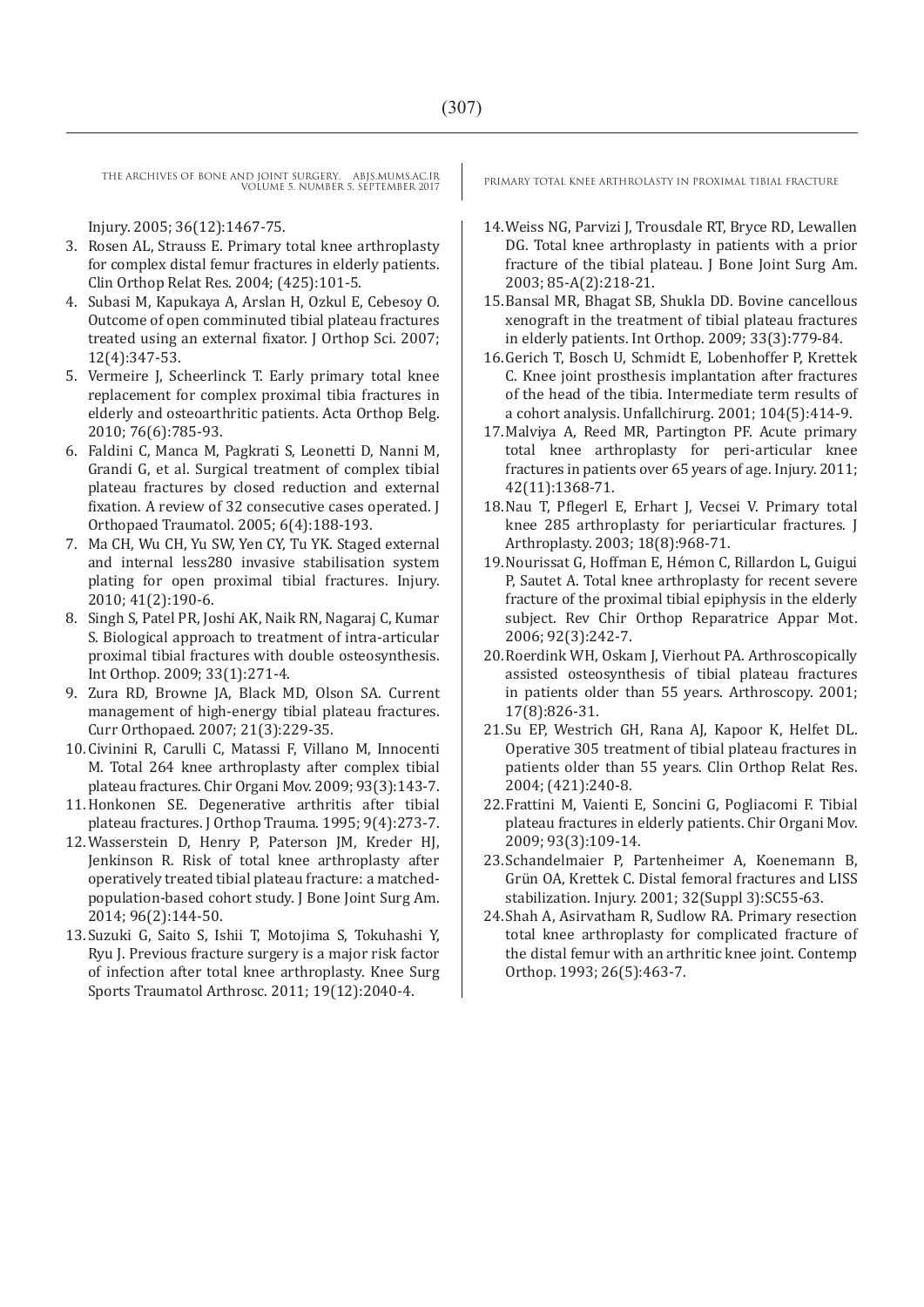Injury. 2005; 36(12):1467-75.

3. Rosen AL, Strauss E. Primary total knee arthroplasty for complex distal femur fractures in elderly patients. Clin Orthop Relat Res. 2004; (425):101-5.
4. Subasi M, Kapukaya A, Arslan H, Ozkul E, Cebesoy O. Outcome of open comminuted tibial plateau fractures treated using an external fixator. J Orthop Sci. 2007; 12(4):347-53.
5. Vermeire J, Scheerlinck T. Early primary total knee replacement for complex proximal tibia fractures in elderly and osteoarthritic patients. Acta Orthop Belg. 2010; 76(6):785-93.
6. Faldini C, Manca M, Pagkrati S, Leonetti D, Nanni M, Grandi G, et al. Surgical treatment of complex tibial plateau fractures by closed reduction and external fixation. A review of 32 consecutive cases operated. J Orthopaed Traumatol. 2005; 6(4):188-193.
7. Ma CH, Wu CH, Yu SW, Yen CY, Tu YK. Staged external and internal less280 invasive stabilisation system plating for open proximal tibial fractures. Injury. 2010; 41(2):190-6.
8. Singh S, Patel PR, Joshi AK, Naik RN, Nagaraj C, Kumar S. Biological approach to treatment of intra-articular proximal tibial fractures with double osteosynthesis. Int Orthop. 2009; 33(1):271-4.
9. Zura RD, Browne JA, Black MD, Olson SA. Current management of high-energy tibial plateau fractures. Curr Orthopaed. 2007; 21(3):229-35.
10. Civinini R, Carulli C, Matassi F, Villano M, Innocenti M. Total 264 knee arthroplasty after complex tibial plateau fractures. Chir Organi Mov. 2009; 93(3):143-7.
11. Honkonen SE. Degenerative arthritis after tibial plateau fractures. J Orthop Trauma. 1995; 9(4):273-7.
12. Wasserstein D, Henry P, Paterson JM, Kreder HJ, Jenkinson R. Risk of total knee arthroplasty after operatively treated tibial plateau fracture: a matched-population-based cohort study. J Bone Joint Surg Am. 2014; 96(2):144-50.
13. Suzuki G, Saito S, Ishii T, Motojima S, Tokuhashi Y, Ryu J. Previous fracture surgery is a major risk factor of infection after total knee arthroplasty. Knee Surg Sports Traumatol Arthrosc. 2011; 19(12):2040-4.
14. Weiss NG, Parvizi J, Trousdale RT, Bryce RD, Lewallen DG. Total knee arthroplasty in patients with a prior fracture of the tibial plateau. J Bone Joint Surg Am. 2003; 85-A(2):218-21.
15. Bansal MR, Bhagat SB, Shukla DD. Bovine cancellous xenograft in the treatment of tibial plateau fractures in elderly patients. Int Orthop. 2009; 33(3):779-84.
16. Gerich T, Bosch U, Schmidt E, Lobenhoffer P, Krettek C. Knee joint prosthesis implantation after fractures of the head of the tibia. Intermediate term results of a cohort analysis. Unfallchirurg. 2001; 104(5):414-9.
17. Malviya A, Reed MR, Partington PF. Acute primary total knee arthroplasty for peri-articular knee fractures in patients over 65 years of age. Injury. 2011; 42(11):1368-71.
18. Nau T, Pflegerl E, Erhart J, Vecsei V. Primary total knee 285 arthroplasty for periarticular fractures. J Arthroplasty. 2003; 18(8):968-71.
19. Nourissat G, Hoffman E, Hémon C, Rillardon L, Guigui P, Sautet A. Total knee arthroplasty for recent severe fracture of the proximal tibial epiphysis in the elderly subject. Rev Chir Orthop Reparatrice Appar Mot. 2006; 92(3):242-7.
20. Roerdink WH, Oskam J, Vierhout PA. Arthroscopically assisted osteosynthesis of tibial plateau fractures in patients older than 55 years. Arthroscopy. 2001; 17(8):826-31.
21. Su EP, Westrich GH, Rana AJ, Kapoor K, Helfet DL. Operative 305 treatment of tibial plateau fractures in patients older than 55 years. Clin Orthop Relat Res. 2004; (421):240-8.
22. Frattini M, Vaienti E, Soncini G, Pogliacomi F. Tibial plateau fractures in elderly patients. Chir Organi Mov. 2009; 93(3):109-14.
23. Schandelmaier P, Partenheimer A, Koenemann B, Grün OA, Krettek C. Distal femoral fractures and LISS stabilization. Injury. 2001; 32(Suppl 3):SC55-63.
24. Shah A, Asirvatham R, Sudlow RA. Primary resection total knee arthroplasty for complicated fracture of the distal femur with an arthritic knee joint. Contemp Orthop. 1993; 26(5):463-7.